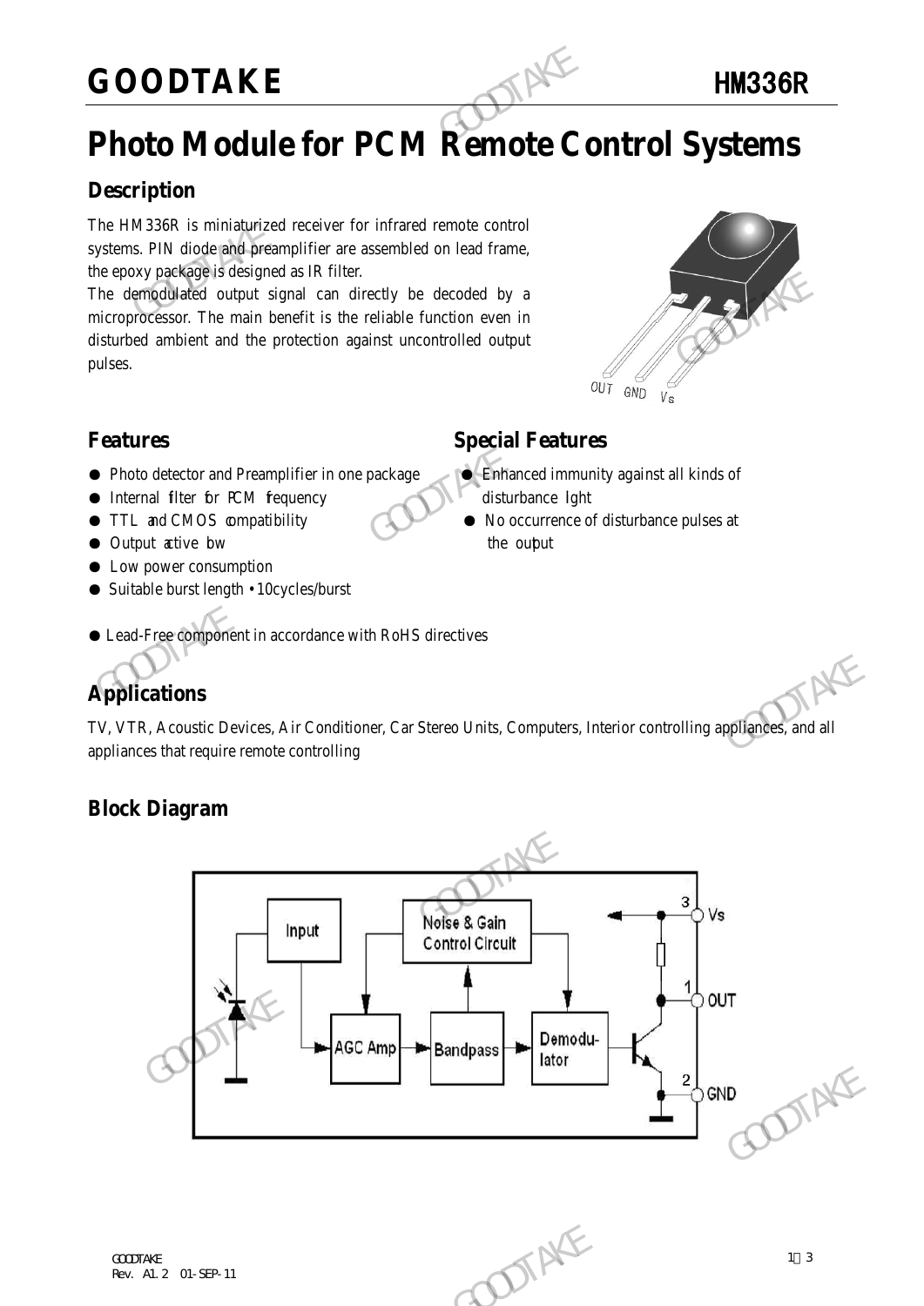# Photo Module for PCM Remote Control Systems

## Description

The HM336R is miniaturized receiver for infrared remote control systems. PIN diode and preamplifier are assembled on lead frame, the epoxy package is designed as IR filter.

The demodulated output signal can directly be decoded by a microprocessor. The main benefit is the reliable function even in disturbed ambient and the protection against uncontrolled output pulses.

## Features

- Photo detector and Preamplifier in one package
- Internal filter for PCM frequency
- TTL and CMOS compatibility
- Output active low
- Low power consumption
- Suitable burst length • 10cycles/burst
- Lead-Free component in accordance with RoHS directives

## Special Features

- Enhanced immunity against all kinds of disturbance light
- No occurrence of disturbance pulses at the output

## Applications

TV, VTR, Acoustic Devices, Air Conditioner, Car Stereo Units, Computers, Interior controlling appliances, and all appliances that require remote controlling

## Block Diagram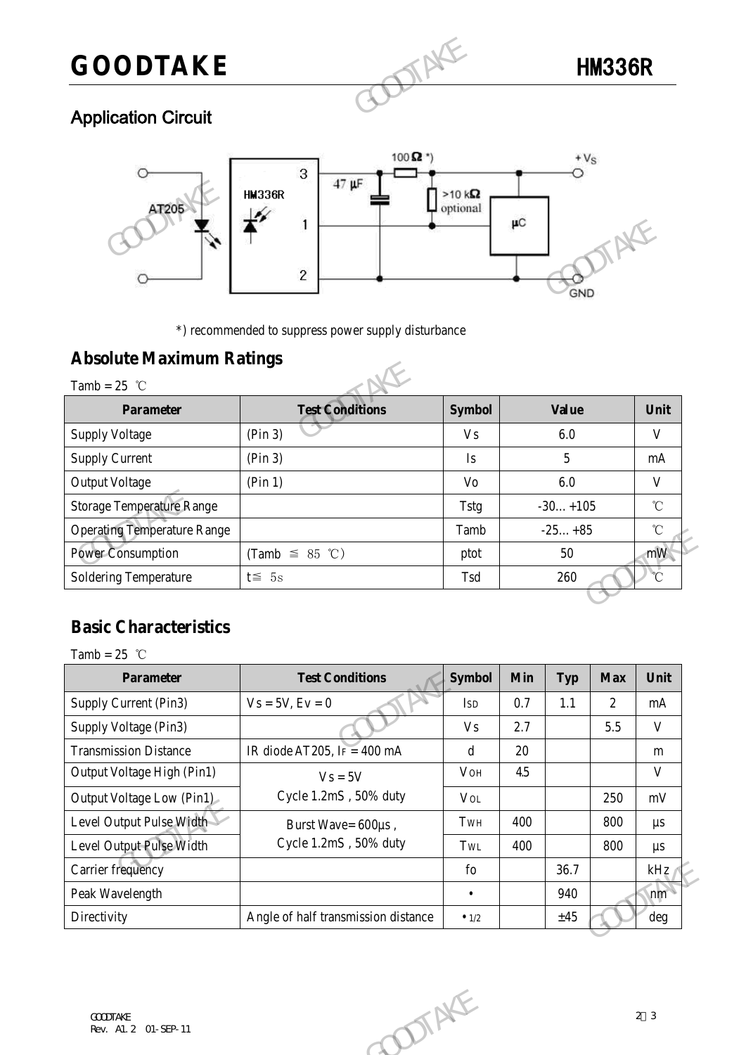## Application Circuit

*) recommended to suppress power supply disturbance

## Absolute Maximum Ratings

Tamb = 25 ℃

| Parameter | Test Conditions | Symbol | Value | Unit |
|---|---|---|---|---|
| Supply Voltage | (Pin 3) | Vs | 6.0 | V |
| Supply Current | (Pin 3) | Is | 5 | mA |
| Output Voltage | (Pin 1) | Vo | 6.0 | V |
| Storage Temperature Range | | Tstg | -30… +105 | ℃ |
| Operating Temperature Range | | Tamb | -25… +85 | ℃ |
| Power Consumption | (Tamb ≦ 85 ℃) | ptot | 50 | mW |
| Soldering Temperature | t≦ 5s | Tsd | 260 | ℃ |

## Basic Characteristics

Tamb = 25 ℃

| Parameter | Test Conditions | Symbol | Min | Typ | Max | Unit |
|---|---|---|---|---|---|---|
| Supply Current (Pin3) | Vs = 5V, Ev = 0 | $I_{SD}$ | 0.7 | 1.1 | 2 | mA |
| Supply Voltage (Pin3) | | Vs | 2.7 | | 5.5 | V |
| Transmission Distance | IR diode AT205, $I_F$ = 400 mA | d | 20 | | | m |
| Output Voltage High (Pin1) | Vs = 5V Cycle 1.2mS , 50% duty | $V_{OH}$ | 4.5 | | | V |
| Output Voltage Low (Pin1) | | $V_{OL}$ | | | 250 | mV |
| Level Output Pulse Width | Burst Wave= 600μs , Cycle 1.2mS , 50% duty | $T_{WH}$ | 400 | | 800 | μs |
| Level Output Pulse Width | | $T_{WL}$ | 400 | | 800 | μs |
| Carrier frequency | | fo | | 36.7 | | kHz |
| Peak Wavelength | | • | | 940 | | nm |
| Directivity | Angle of half transmission distance | $•_{1/2}$ | | ±45 | | deg |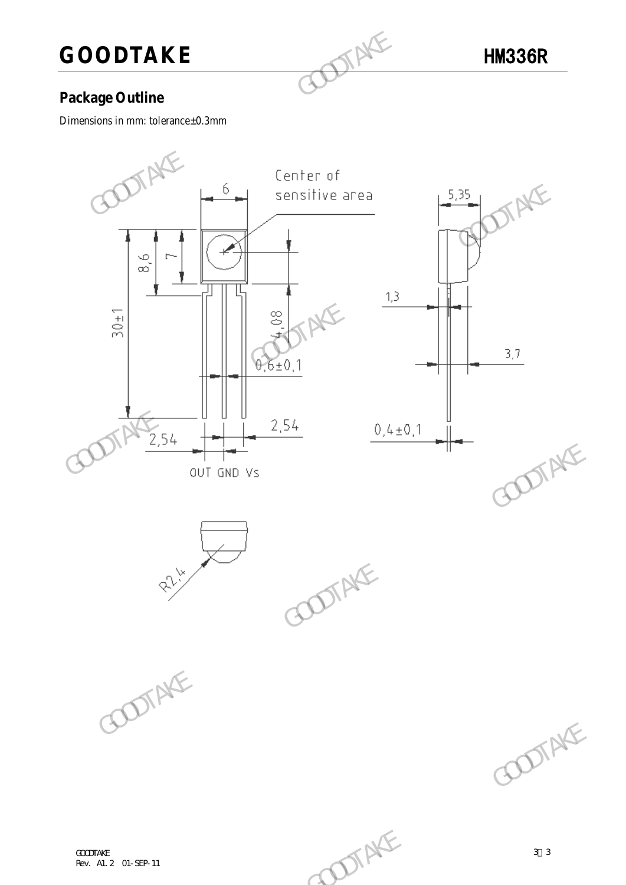## Package Outline

Dimensions in mm: tolerance±0.3mm

6

Center of sensitive area

5,35

8,6

7

30±1

4,08

1,3

3,7

0,6±0,1

2,54

2,54

0,4±0,1

OUT GND Vs

R2,4